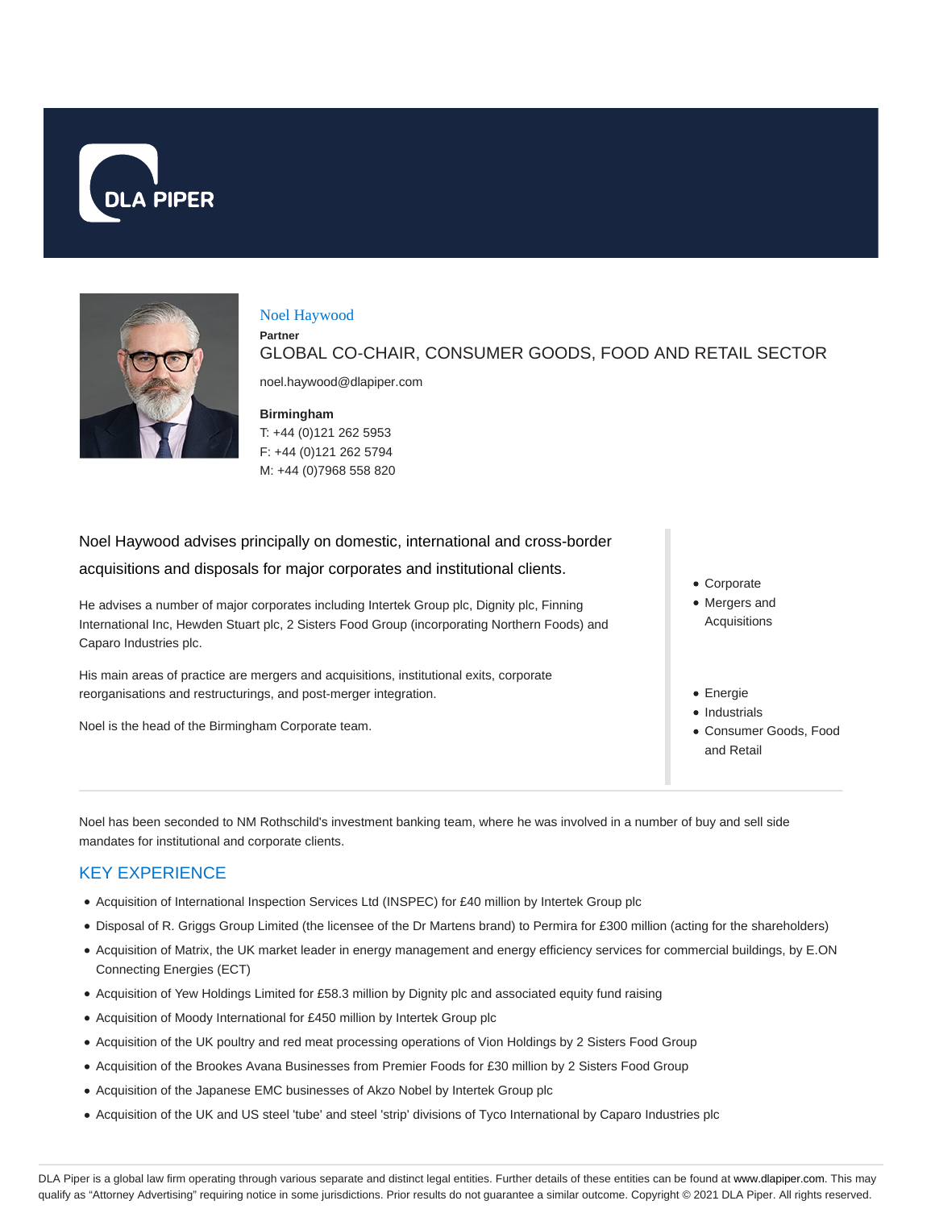# Noel Haywood

**Partner**

GLOBAL CO-CHAIR, CONSUMER GOODS, FOOD AND RETAIL SECTOR

noel.haywood@dlapiper.com

**Birmingham**
T: +44 (0)121 262 5953
F: +44 (0)121 262 5794
M: +44 (0)7968 558 820

Noel Haywood advises principally on domestic, international and cross-border acquisitions and disposals for major corporates and institutional clients.

He advises a number of major corporates including Intertek Group plc, Dignity plc, Finning International Inc, Hewden Stuart plc, 2 Sisters Food Group (incorporating Northern Foods) and Caparo Industries plc.

His main areas of practice are mergers and acquisitions, institutional exits, corporate reorganisations and restructurings, and post-merger integration.

Noel is the head of the Birmingham Corporate team.

- Corporate
- Mergers and Acquisitions

- Energie
- Industrials
- Consumer Goods, Food and Retail

Noel has been seconded to NM Rothschild's investment banking team, where he was involved in a number of buy and sell side mandates for institutional and corporate clients.

## KEY EXPERIENCE

- Acquisition of International Inspection Services Ltd (INSPEC) for £40 million by Intertek Group plc
- Disposal of R. Griggs Group Limited (the licensee of the Dr Martens brand) to Permira for £300 million (acting for the shareholders)
- Acquisition of Matrix, the UK market leader in energy management and energy efficiency services for commercial buildings, by E.ON Connecting Energies (ECT)
- Acquisition of Yew Holdings Limited for £58.3 million by Dignity plc and associated equity fund raising
- Acquisition of Moody International for £450 million by Intertek Group plc
- Acquisition of the UK poultry and red meat processing operations of Vion Holdings by 2 Sisters Food Group
- Acquisition of the Brookes Avana Businesses from Premier Foods for £30 million by 2 Sisters Food Group
- Acquisition of the Japanese EMC businesses of Akzo Nobel by Intertek Group plc
- Acquisition of the UK and US steel 'tube' and steel 'strip' divisions of Tyco International by Caparo Industries plc

DLA Piper is a global law firm operating through various separate and distinct legal entities. Further details of these entities can be found at www.dlapiper.com. This may qualify as "Attorney Advertising" requiring notice in some jurisdictions. Prior results do not guarantee a similar outcome. Copyright © 2021 DLA Piper. All rights reserved.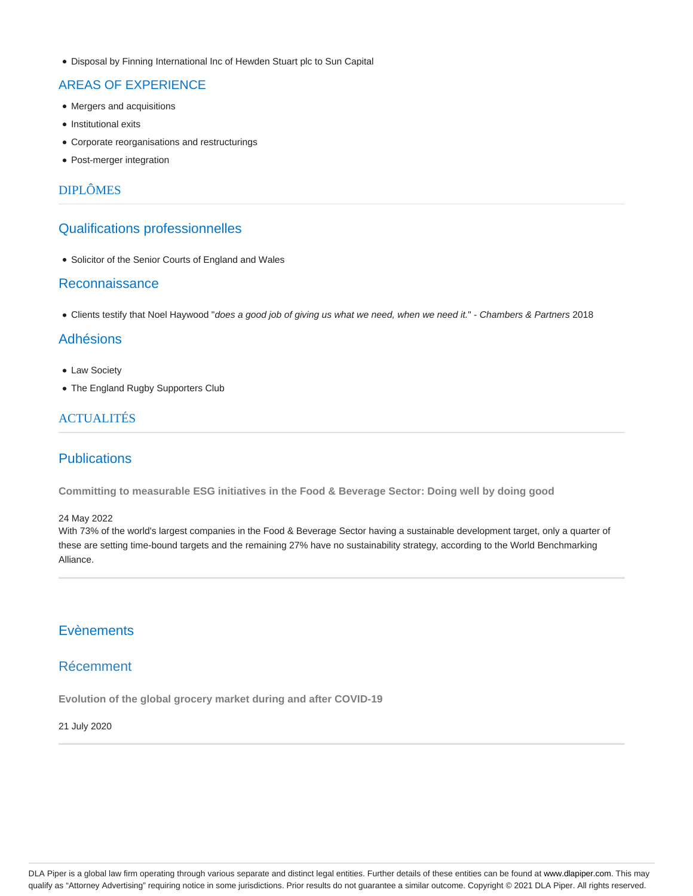- Disposal by Finning International Inc of Hewden Stuart plc to Sun Capital

## AREAS OF EXPERIENCE

- Mergers and acquisitions
- Institutional exits
- Corporate reorganisations and restructurings
- Post-merger integration

## DIPLÔMES

### Qualifications professionnelles

- Solicitor of the Senior Courts of England and Wales

### Reconnaissance

- Clients testify that Noel Haywood "*does a good job of giving us what we need, when we need it.*" - *Chambers & Partners* 2018

### Adhésions

- Law Society
- The England Rugby Supporters Club

## ACTUALITÉS

### Publications

**Committing to measurable ESG initiatives in the Food & Beverage Sector: Doing well by doing good**

24 May 2022

With 73% of the world's largest companies in the Food & Beverage Sector having a sustainable development target, only a quarter of these are setting time-bound targets and the remaining 27% have no sustainability strategy, according to the World Benchmarking Alliance.

### Evènements

### Récemment

**Evolution of the global grocery market during and after COVID-19**

21 July 2020

DLA Piper is a global law firm operating through various separate and distinct legal entities. Further details of these entities can be found at www.dlapiper.com. This may qualify as “Attorney Advertising” requiring notice in some jurisdictions. Prior results do not guarantee a similar outcome. Copyright © 2021 DLA Piper. All rights reserved.